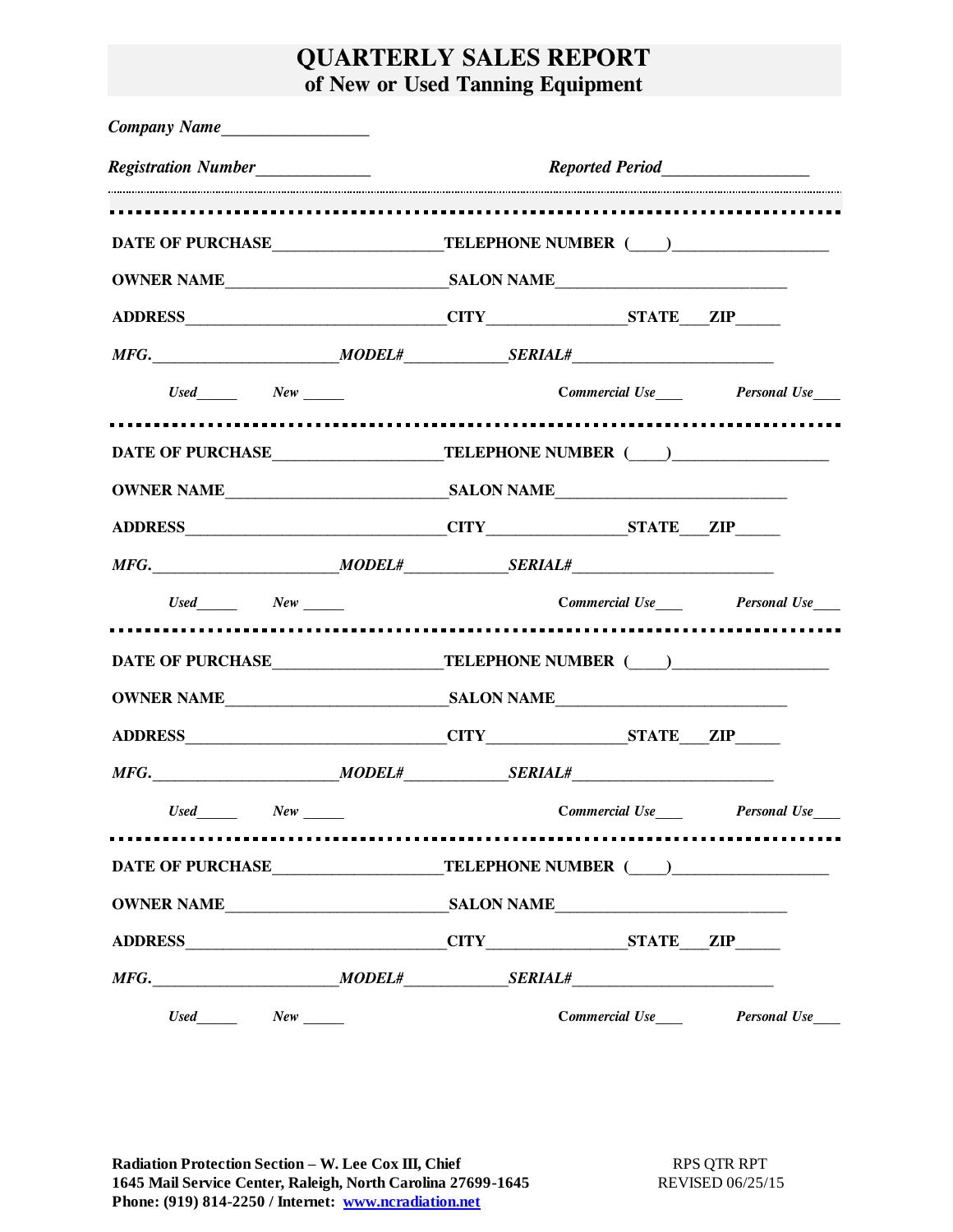# QUARTERLY SALES REPORT
## of New or Used Tanning Equipment

***Company Name*** ________________

***Registration Number*** ____________ ***Reported Period*** ________________

---

**DATE OF PURCHASE** ____________________ **TELEPHONE NUMBER** (____) __________________

**OWNER NAME** __________________________ **SALON NAME** ___________________________

**ADDRESS** ______________________________ **CITY** ________________ **STATE** ___ **ZIP** _____

***MFG.*** _____________________ ***MODEL#*** ____________ ***SERIAL#*** _______________________

***Used*** _____ ***New*** _____ ***Commercial Use*** ____ ***Personal Use*** ____

---

**DATE OF PURCHASE** ____________________ **TELEPHONE NUMBER** (____) __________________

**OWNER NAME** __________________________ **SALON NAME** ___________________________

**ADDRESS** ______________________________ **CITY** ________________ **STATE** ___ **ZIP** _____

***MFG.*** _____________________ ***MODEL#*** ____________ ***SERIAL#*** _______________________

***Used*** _____ ***New*** _____ ***Commercial Use*** ____ ***Personal Use*** ____

---

**DATE OF PURCHASE** ____________________ **TELEPHONE NUMBER** (____) __________________

**OWNER NAME** __________________________ **SALON NAME** ___________________________

**ADDRESS** ______________________________ **CITY** ________________ **STATE** ___ **ZIP** _____

***MFG.*** _____________________ ***MODEL#*** ____________ ***SERIAL#*** _______________________

***Used*** _____ ***New*** _____ ***Commercial Use*** ____ ***Personal Use*** ____

---

**DATE OF PURCHASE** ____________________ **TELEPHONE NUMBER** (____) __________________

**OWNER NAME** __________________________ **SALON NAME** ___________________________

**ADDRESS** ______________________________ **CITY** ________________ **STATE** ___ **ZIP** _____

***MFG.*** _____________________ ***MODEL#*** ____________ ***SERIAL#*** _______________________

***Used*** _____ ***New*** _____ ***Commercial Use*** ____ ***Personal Use*** ____

**Radiation Protection Section – W. Lee Cox III, Chief**
**1645 Mail Service Center, Raleigh, North Carolina 27699-1645**
**Phone: (919) 814-2250 / Internet: [www.ncradiation.net](http://www.ncradiation.net)**

RPS QTR RPT
REVISED 06/25/15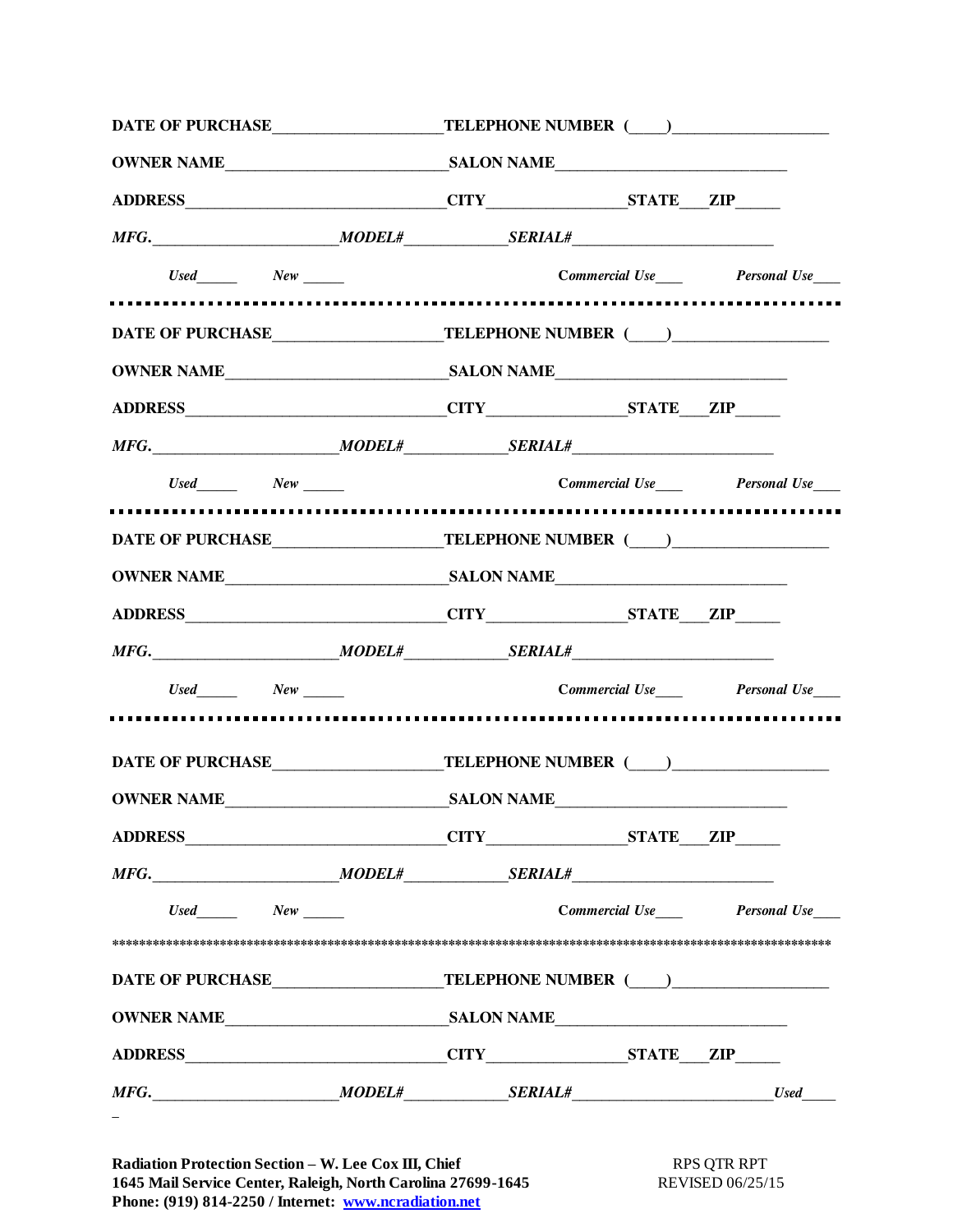**DATE OF PURCHASE**_____________________ **TELEPHONE NUMBER** (____)___________________

**OWNER NAME**___________________________ **SALON NAME**____________________________

**ADDRESS**________________________________ **CITY**_________________ **STATE**___ **ZIP**_____

***MFG.***_______________________ ***MODEL#***____________ ***SERIAL#***________________________

***Used***_____ ***New*** _____ ***Commercial Use***____ ***Personal Use***____

---

**DATE OF PURCHASE**_____________________ **TELEPHONE NUMBER** (____)___________________

**OWNER NAME**___________________________ **SALON NAME**____________________________

**ADDRESS**________________________________ **CITY**_________________ **STATE**___ **ZIP**_____

***MFG.***_______________________ ***MODEL#***____________ ***SERIAL#***________________________

***Used***_____ ***New*** _____ ***Commercial Use***____ ***Personal Use***____

---

**DATE OF PURCHASE**_____________________ **TELEPHONE NUMBER** (____)___________________

**OWNER NAME**___________________________ **SALON NAME**____________________________

**ADDRESS**________________________________ **CITY**_________________ **STATE**___ **ZIP**_____

***MFG.***_______________________ ***MODEL#***____________ ***SERIAL#***________________________

***Used***_____ ***New*** _____ ***Commercial Use***____ ***Personal Use***____

---

**DATE OF PURCHASE**_____________________ **TELEPHONE NUMBER** (____)___________________

**OWNER NAME**___________________________ **SALON NAME**____________________________

**ADDRESS**________________________________ **CITY**_________________ **STATE**___ **ZIP**_____

***MFG.***_______________________ ***MODEL#***____________ ***SERIAL#***________________________

***Used***_____ ***New*** _____ ***Commercial Use***____ ***Personal Use***____

*****************************************************************************************************

**DATE OF PURCHASE**_____________________ **TELEPHONE NUMBER** (____)___________________

**OWNER NAME**___________________________ **SALON NAME**____________________________

**ADDRESS**________________________________ **CITY**_________________ **STATE**___ **ZIP**_____

***MFG.***_______________________ ***MODEL#***____________ ***SERIAL#***________________________ ***Used***_____

**Radiation Protection Section – W. Lee Cox III, Chief**
**1645 Mail Service Center, Raleigh, North Carolina 27699-1645**
**Phone: (919) 814-2250 / Internet: [www.ncradiation.net](http://www.ncradiation.net)**

RPS QTR RPT
REVISED 06/25/15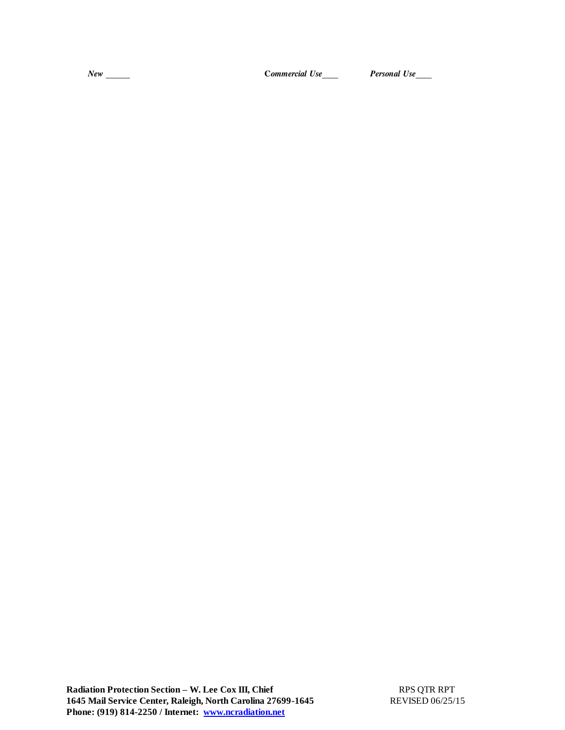*New* ______ **Commercial Use**____ ***Personal Use***____